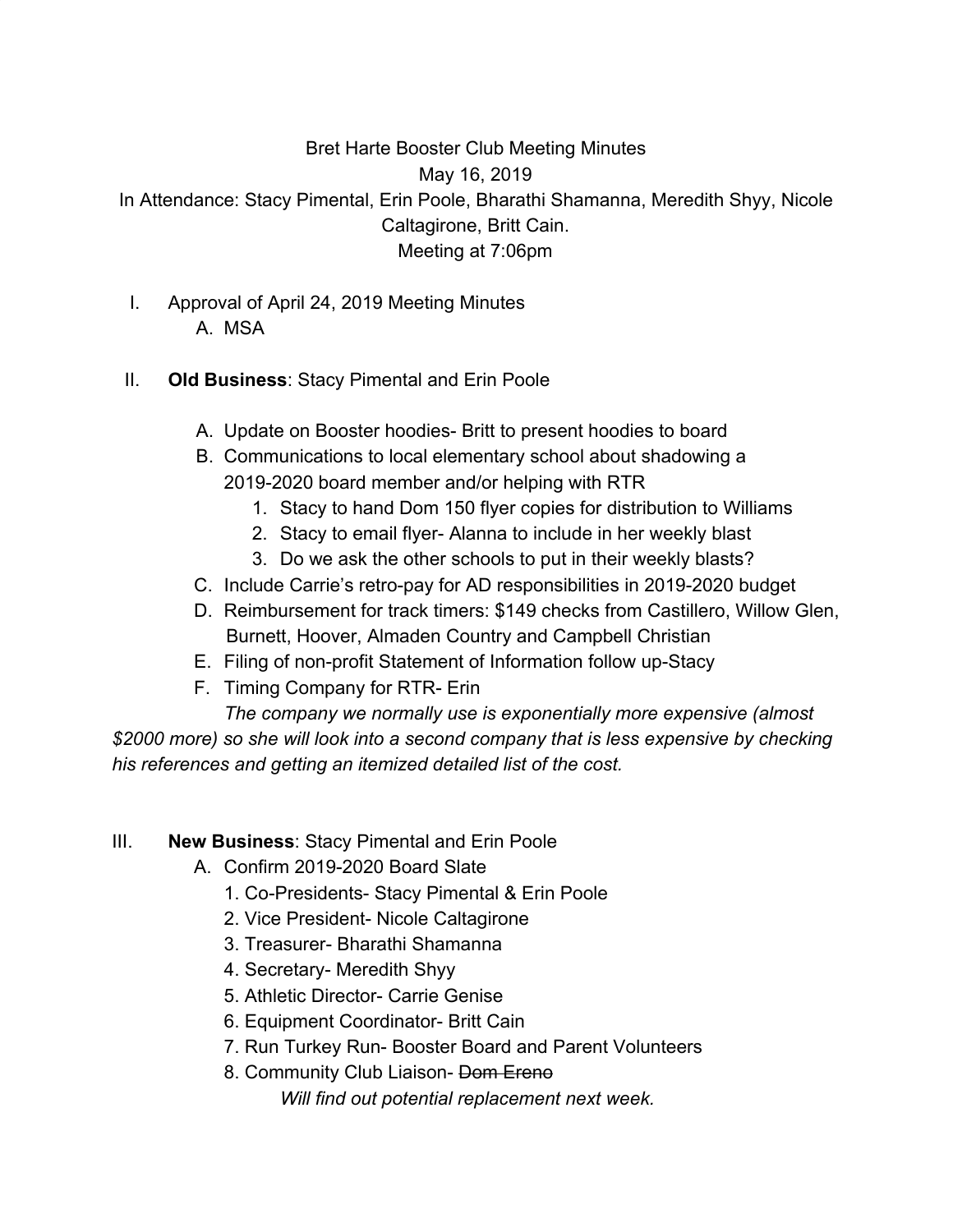Bret Harte Booster Club Meeting Minutes

May 16, 2019

In Attendance: Stacy Pimental, Erin Poole, Bharathi Shamanna, Meredith Shyy, Nicole Caltagirone, Britt Cain.

Meeting at 7:06pm

I. Approval of April 24, 2019 Meeting Minutes
   A. MSA

II. **Old Business**: Stacy Pimental and Erin Poole

   A. Update on Booster hoodies- Britt to present hoodies to board
   B. Communications to local elementary school about shadowing a 2019-2020 board member and/or helping with RTR
      1. Stacy to hand Dom 150 flyer copies for distribution to Williams
      2. Stacy to email flyer- Alanna to include in her weekly blast
      3. Do we ask the other schools to put in their weekly blasts?
   C. Include Carrie's retro-pay for AD responsibilities in 2019-2020 budget
   D. Reimbursement for track timers: $149 checks from Castillero, Willow Glen, Burnett, Hoover, Almaden Country and Campbell Christian
   E. Filing of non-profit Statement of Information follow up-Stacy
   F. Timing Company for RTR- Erin

      *The company we normally use is exponentially more expensive (almost $2000 more) so she will look into a second company that is less expensive by checking his references and getting an itemized detailed list of the cost.*

III. **New Business**: Stacy Pimental and Erin Poole
   A. Confirm 2019-2020 Board Slate
      1. Co-Presidents- Stacy Pimental & Erin Poole
      2. Vice President- Nicole Caltagirone
      3. Treasurer- Bharathi Shamanna
      4. Secretary- Meredith Shyy
      5. Athletic Director- Carrie Genise
      6. Equipment Coordinator- Britt Cain
      7. Run Turkey Run- Booster Board and Parent Volunteers
      8. Community Club Liaison- ~~Dom Ereno~~

         *Will find out potential replacement next week.*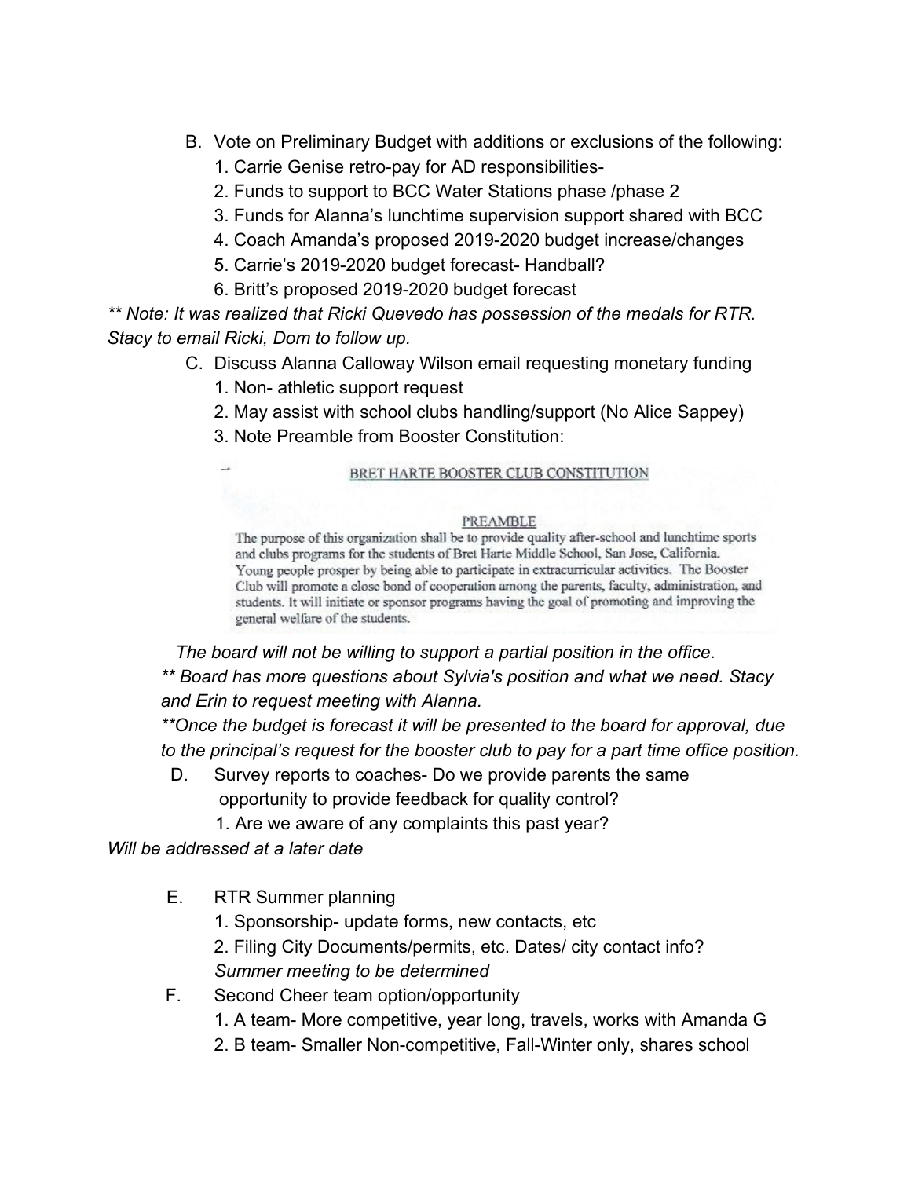B. Vote on Preliminary Budget with additions or exclusions of the following:
   1. Carrie Genise retro-pay for AD responsibilities-
   2. Funds to support to BCC Water Stations phase /phase 2
   3. Funds for Alanna's lunchtime supervision support shared with BCC
   4. Coach Amanda's proposed 2019-2020 budget increase/changes
   5. Carrie's 2019-2020 budget forecast- Handball?
   6. Britt's proposed 2019-2020 budget forecast

*** Note: It was realized that Ricki Quevedo has possession of the medals for RTR. Stacy to email Ricki, Dom to follow up.*

C. Discuss Alanna Calloway Wilson email requesting monetary funding
   1. Non- athletic support request
   2. May assist with school clubs handling/support (No Alice Sappey)
   3. Note Preamble from Booster Constitution:

BRET HARTE BOOSTER CLUB CONSTITUTION

PREAMBLE

The purpose of this organization shall be to provide quality after-school and lunchtime sports and clubs programs for the students of Bret Harte Middle School, San Jose, California. Young people prosper by being able to participate in extracurricular activities. The Booster Club will promote a close bond of cooperation among the parents, faculty, administration, and students. It will initiate or sponsor programs having the goal of promoting and improving the general welfare of the students.

*The board will not be willing to support a partial position in the office.*

*** Board has more questions about Sylvia's position and what we need. Stacy and Erin to request meeting with Alanna.*

***Once the budget is forecast it will be presented to the board for approval, due to the principal's request for the booster club to pay for a part time office position.*

D. Survey reports to coaches- Do we provide parents the same opportunity to provide feedback for quality control?
   1. Are we aware of any complaints this past year?

*Will be addressed at a later date*

E. RTR Summer planning
   1. Sponsorship- update forms, new contacts, etc
   2. Filing City Documents/permits, etc. Dates/ city contact info?

   *Summer meeting to be determined*

F. Second Cheer team option/opportunity
   1. A team- More competitive, year long, travels, works with Amanda G
   2. B team- Smaller Non-competitive, Fall-Winter only, shares school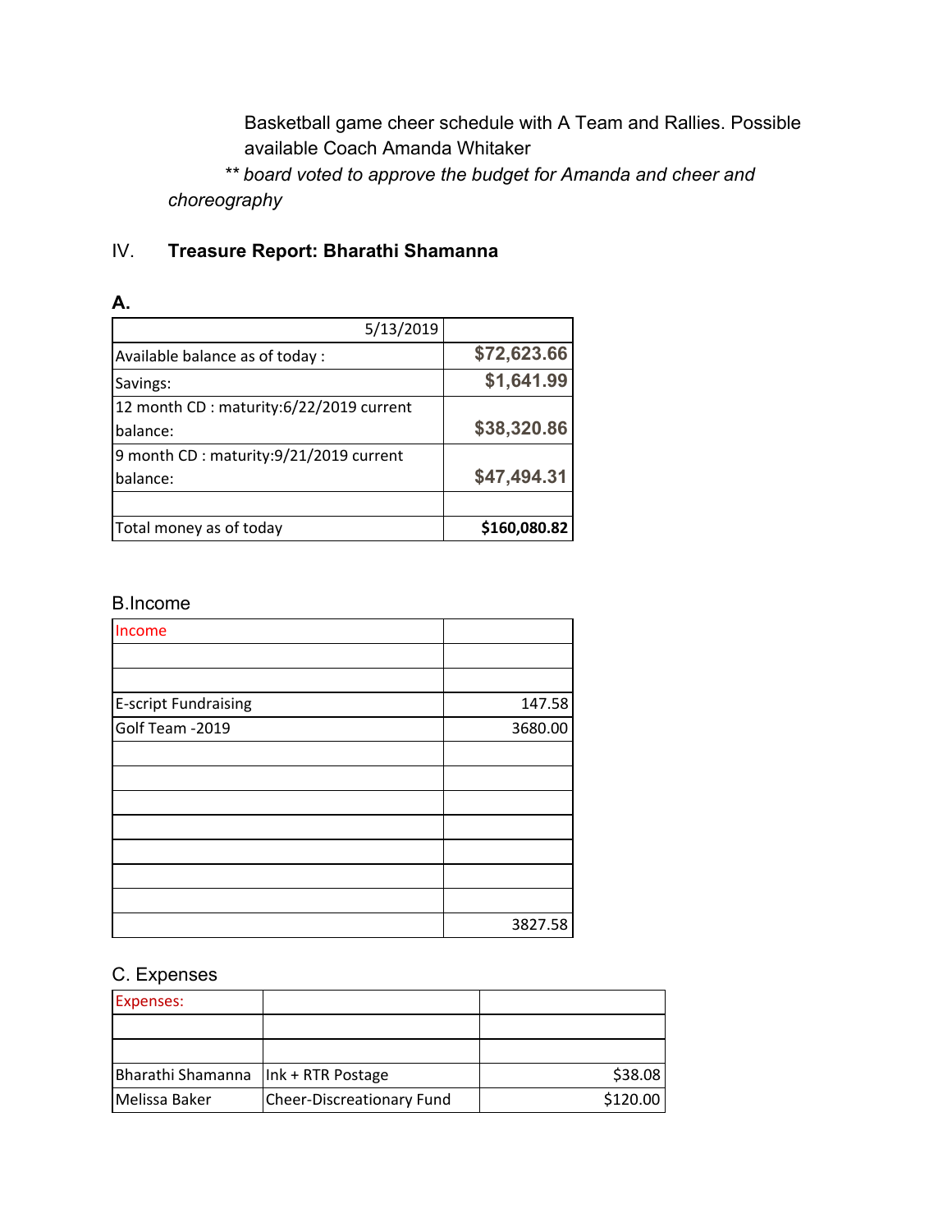Basketball game cheer schedule with A Team and Rallies. Possible available Coach Amanda Whitaker

** *board voted to approve the budget for Amanda and cheer and choreography*

## IV. **Treasure Report: Bharathi Shamanna**

**A.**

| 5/13/2019 | |
|---|---|
| Available balance as of today : | **$72,623.66** |
| Savings: | **$1,641.99** |
| 12 month CD : maturity:6/22/2019 current balance: | **$38,320.86** |
| 9 month CD : maturity:9/21/2019 current balance: | **$47,494.31** |
| | |
| Total money as of today | **$160,080.82** |

B.Income

| Income | |
|---|---|
| | |
| | |
| E-script Fundraising | 147.58 |
| Golf Team -2019 | 3680.00 |
| | |
| | |
| | |
| | |
| | |
| | |
| | |
| | 3827.58 |

C. Expenses

| Expenses: | | |
|---|---|---|
| | | |
| | | |
| Bharathi Shamanna | Ink + RTR Postage | $38.08 |
| Melissa Baker | Cheer-Discreationary Fund | $120.00 |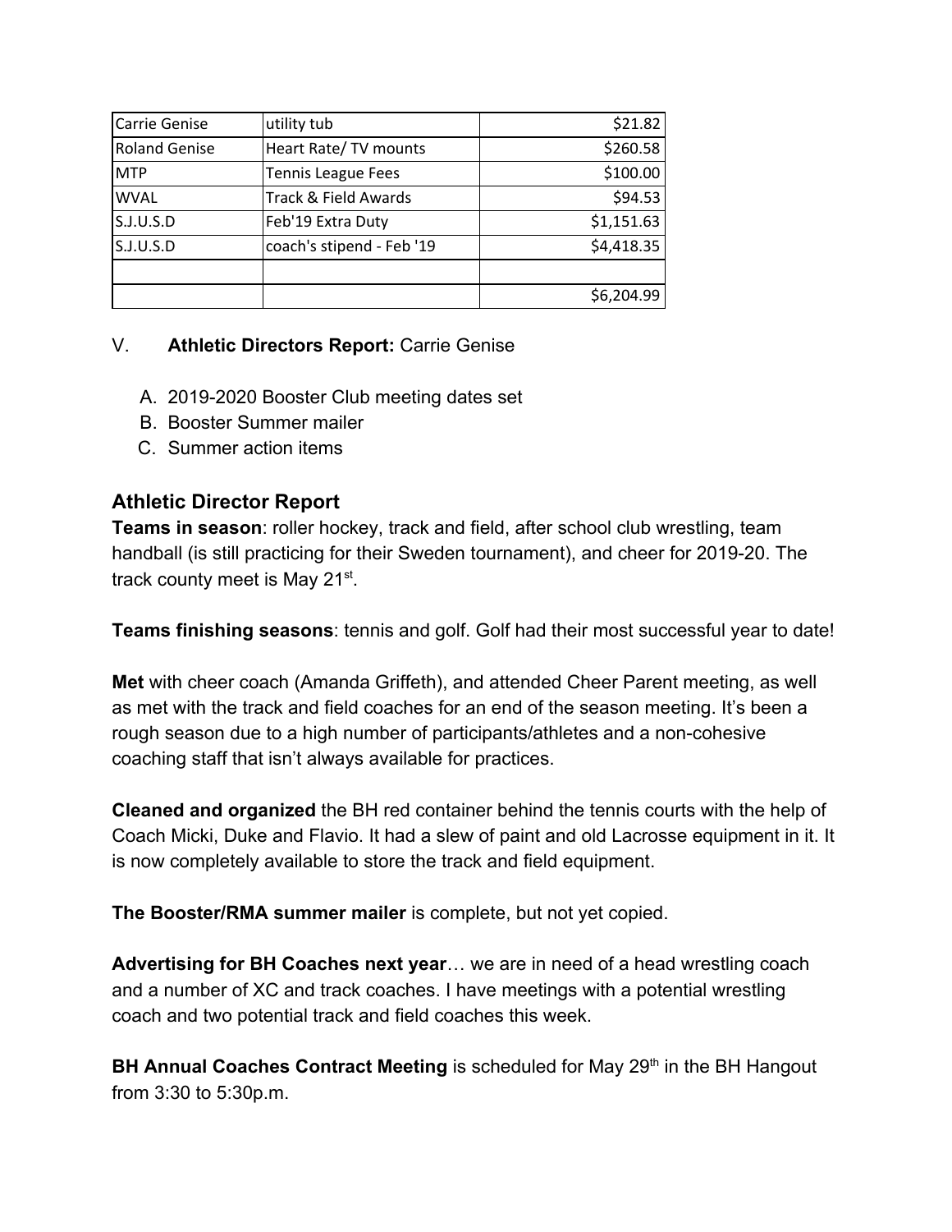| | | |
|---|---|---|
| Carrie Genise | utility tub | $21.82 |
| Roland Genise | Heart Rate/ TV mounts | $260.58 |
| MTP | Tennis League Fees | $100.00 |
| WVAL | Track & Field Awards | $94.53 |
| S.J.U.S.D | Feb'19 Extra Duty | $1,151.63 |
| S.J.U.S.D | coach's stipend - Feb '19 | $4,418.35 |
| | | |
| | | $6,204.99 |

V. **Athletic Directors Report:** Carrie Genise

A. 2019-2020 Booster Club meeting dates set
B. Booster Summer mailer
C. Summer action items

## Athletic Director Report

**Teams in season**: roller hockey, track and field, after school club wrestling, team handball (is still practicing for their Sweden tournament), and cheer for 2019-20. The track county meet is May 21st.

**Teams finishing seasons**: tennis and golf. Golf had their most successful year to date!

**Met** with cheer coach (Amanda Griffeth), and attended Cheer Parent meeting, as well as met with the track and field coaches for an end of the season meeting. It's been a rough season due to a high number of participants/athletes and a non-cohesive coaching staff that isn't always available for practices.

**Cleaned and organized** the BH red container behind the tennis courts with the help of Coach Micki, Duke and Flavio. It had a slew of paint and old Lacrosse equipment in it. It is now completely available to store the track and field equipment.

**The Booster/RMA summer mailer** is complete, but not yet copied.

**Advertising for BH Coaches next year**… we are in need of a head wrestling coach and a number of XC and track coaches. I have meetings with a potential wrestling coach and two potential track and field coaches this week.

**BH Annual Coaches Contract Meeting** is scheduled for May 29th in the BH Hangout from 3:30 to 5:30p.m.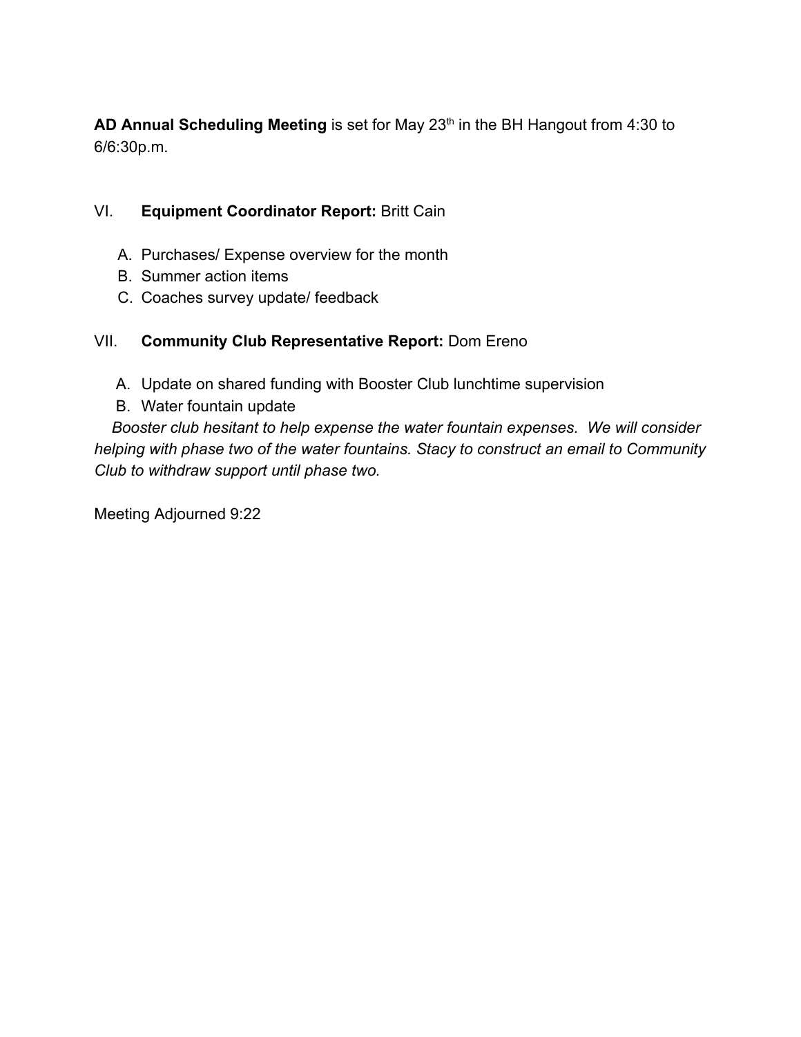**AD Annual Scheduling Meeting** is set for May 23rd in the BH Hangout from 4:30 to 6/6:30p.m.

VI. **Equipment Coordinator Report:** Britt Cain

A. Purchases/ Expense overview for the month
B. Summer action items
C. Coaches survey update/ feedback

VII. **Community Club Representative Report:** Dom Ereno

A. Update on shared funding with Booster Club lunchtime supervision
B. Water fountain update

*Booster club hesitant to help expense the water fountain expenses. We will consider helping with phase two of the water fountains. Stacy to construct an email to Community Club to withdraw support until phase two.*

Meeting Adjourned 9:22